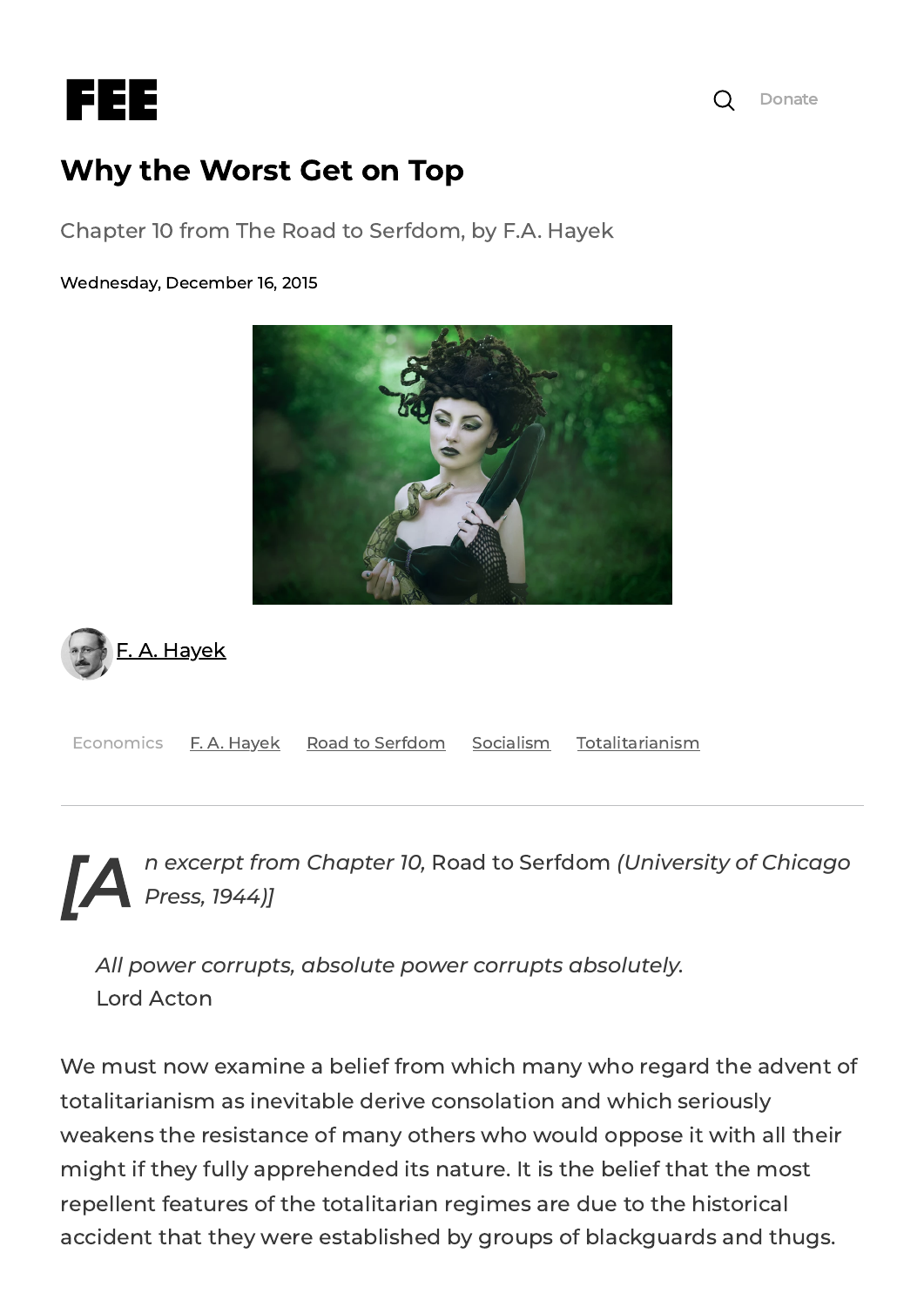# Why the Worst Get on Top

Chapter 10 from The Road to Serfdom, by F.A. Hayek

Wednesday, December 16, 2015

F. A. Hayek

Economics F. A. Hayek Road to Serfdom Socialism Totalitarianism

*[An excerpt from Chapter 10,* Road to Serfdom *(University of Chicago Press, 1944)]*

> *All power corrupts, absolute power corrupts absolutely.*
> Lord Acton

We must now examine a belief from which many who regard the advent of totalitarianism as inevitable derive consolation and which seriously weakens the resistance of many others who would oppose it with all their might if they fully apprehended its nature. It is the belief that the most repellent features of the totalitarian regimes are due to the historical accident that they were established by groups of blackguards and thugs.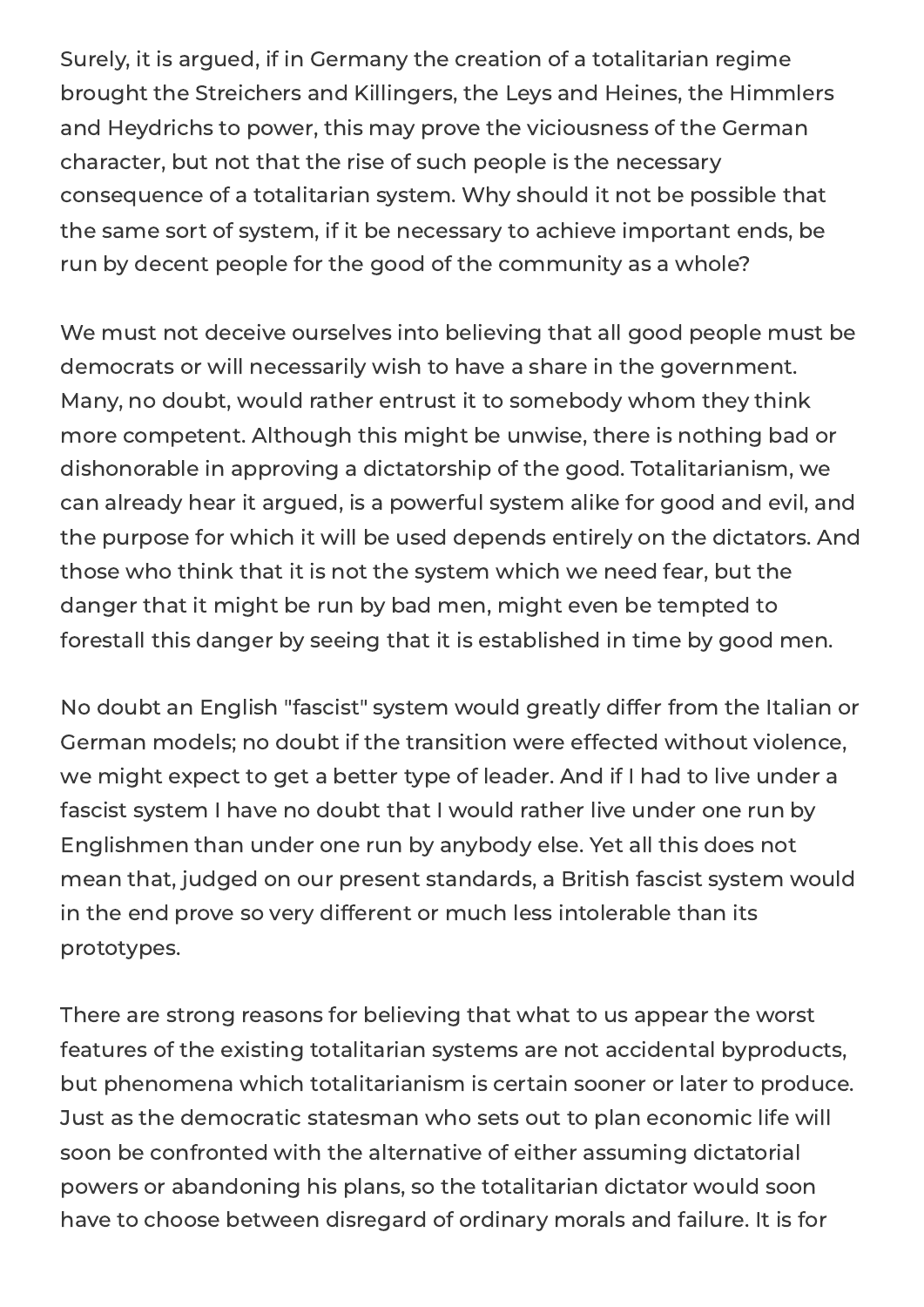Surely, it is argued, if in Germany the creation of a totalitarian regime brought the Streichers and Killingers, the Leys and Heines, the Himmlers and Heydrichs to power, this may prove the viciousness of the German character, but not that the rise of such people is the necessary consequence of a totalitarian system. Why should it not be possible that the same sort of system, if it be necessary to achieve important ends, be run by decent people for the good of the community as a whole?

We must not deceive ourselves into believing that all good people must be democrats or will necessarily wish to have a share in the government. Many, no doubt, would rather entrust it to somebody whom they think more competent. Although this might be unwise, there is nothing bad or dishonorable in approving a dictatorship of the good. Totalitarianism, we can already hear it argued, is a powerful system alike for good and evil, and the purpose for which it will be used depends entirely on the dictators. And those who think that it is not the system which we need fear, but the danger that it might be run by bad men, might even be tempted to forestall this danger by seeing that it is established in time by good men.

No doubt an English "fascist" system would greatly differ from the Italian or German models; no doubt if the transition were effected without violence, we might expect to get a better type of leader. And if I had to live under a fascist system I have no doubt that I would rather live under one run by Englishmen than under one run by anybody else. Yet all this does not mean that, judged on our present standards, a British fascist system would in the end prove so very different or much less intolerable than its prototypes.

There are strong reasons for believing that what to us appear the worst features of the existing totalitarian systems are not accidental byproducts, but phenomena which totalitarianism is certain sooner or later to produce. Just as the democratic statesman who sets out to plan economic life will soon be confronted with the alternative of either assuming dictatorial powers or abandoning his plans, so the totalitarian dictator would soon have to choose between disregard of ordinary morals and failure. It is for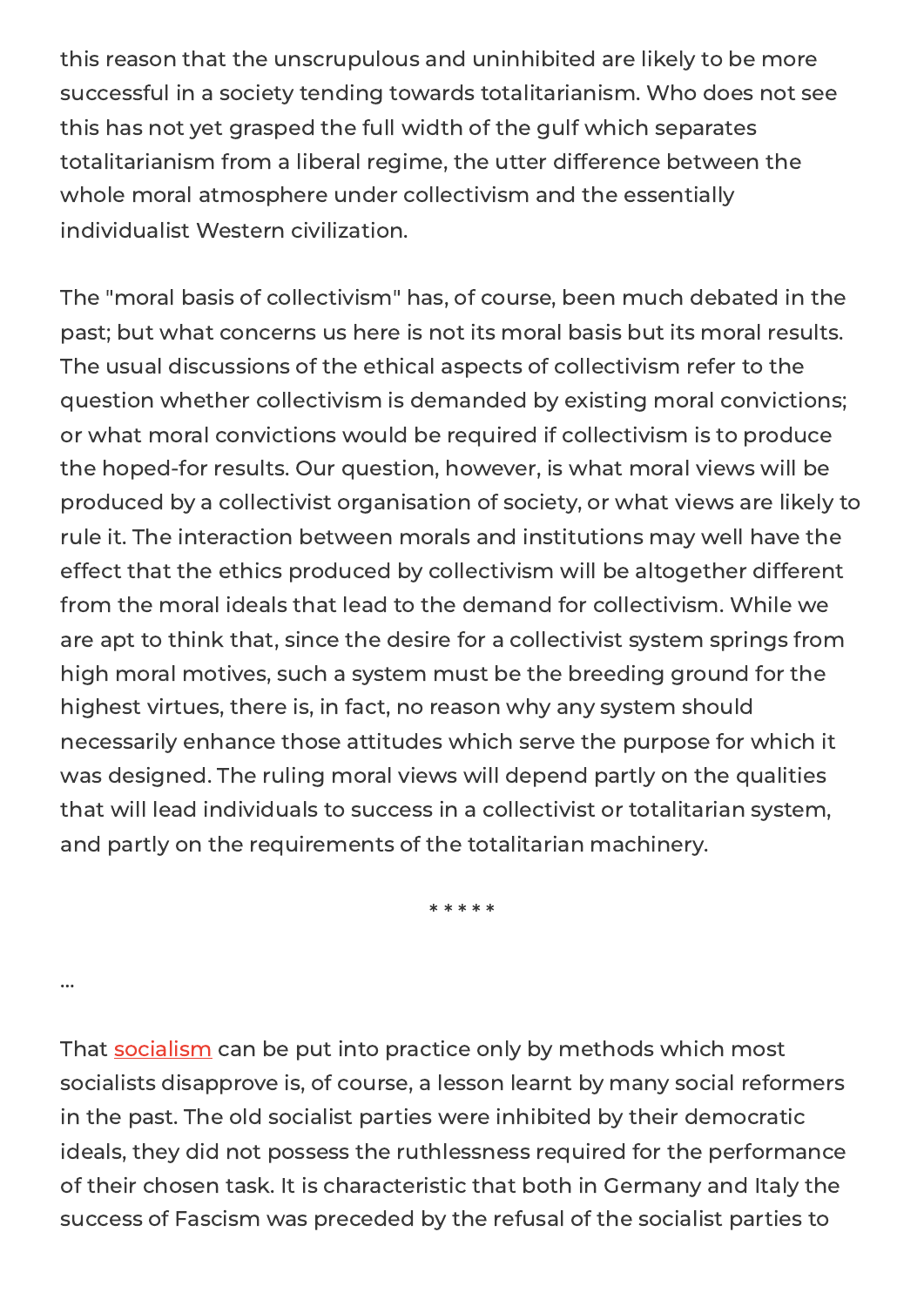this reason that the unscrupulous and uninhibited are likely to be more successful in a society tending towards totalitarianism. Who does not see this has not yet grasped the full width of the gulf which separates totalitarianism from a liberal regime, the utter difference between the whole moral atmosphere under collectivism and the essentially individualist Western civilization.

The "moral basis of collectivism" has, of course, been much debated in the past; but what concerns us here is not its moral basis but its moral results. The usual discussions of the ethical aspects of collectivism refer to the question whether collectivism is demanded by existing moral convictions; or what moral convictions would be required if collectivism is to produce the hoped-for results. Our question, however, is what moral views will be produced by a collectivist organisation of society, or what views are likely to rule it. The interaction between morals and institutions may well have the effect that the ethics produced by collectivism will be altogether different from the moral ideals that lead to the demand for collectivism. While we are apt to think that, since the desire for a collectivist system springs from high moral motives, such a system must be the breeding ground for the highest virtues, there is, in fact, no reason why any system should necessarily enhance those attitudes which serve the purpose for which it was designed. The ruling moral views will depend partly on the qualities that will lead individuals to success in a collectivist or totalitarian system, and partly on the requirements of the totalitarian machinery.

* * * * *

...

That socialism can be put into practice only by methods which most socialists disapprove is, of course, a lesson learnt by many social reformers in the past. The old socialist parties were inhibited by their democratic ideals, they did not possess the ruthlessness required for the performance of their chosen task. It is characteristic that both in Germany and Italy the success of Fascism was preceded by the refusal of the socialist parties to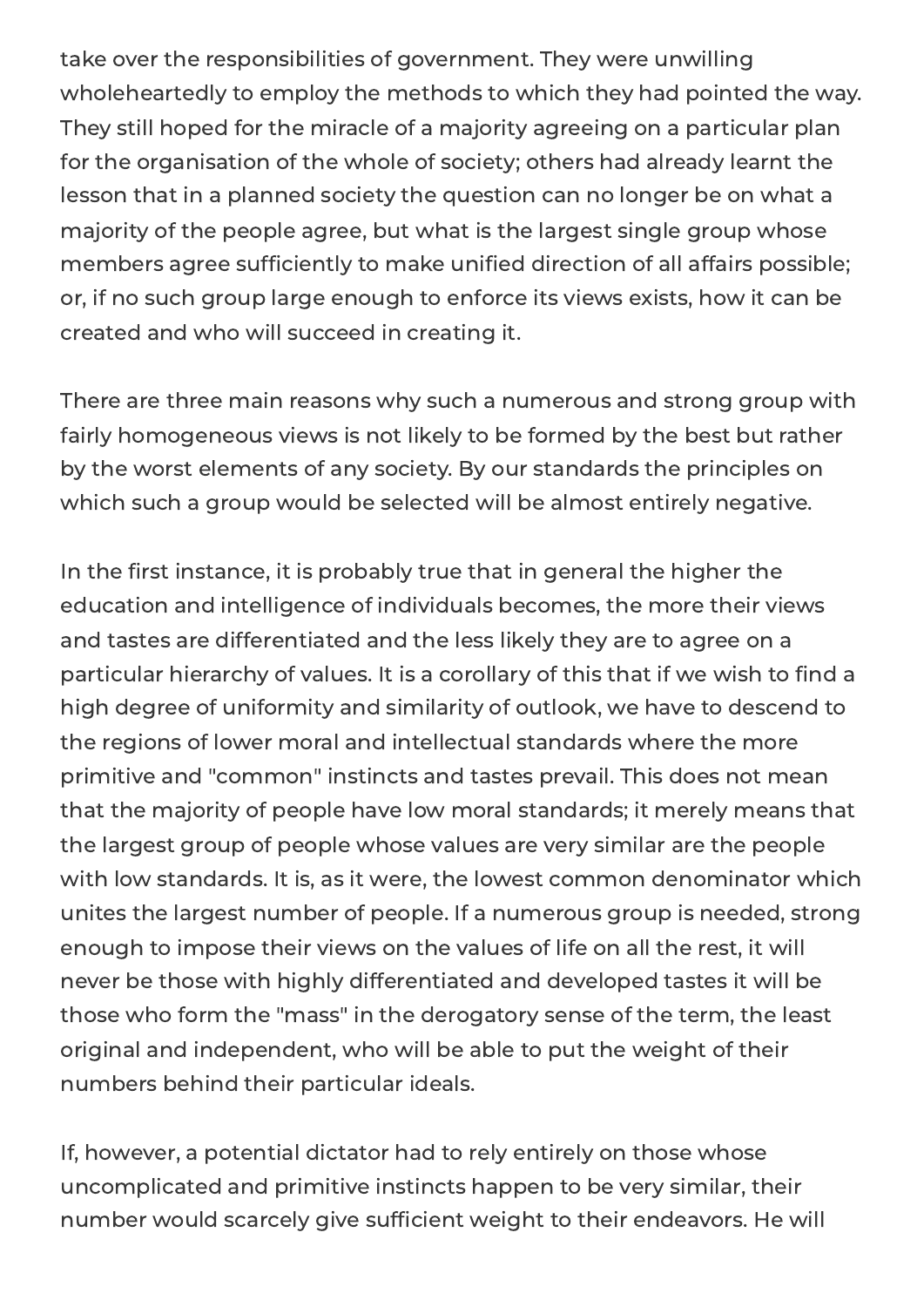take over the responsibilities of government. They were unwilling wholeheartedly to employ the methods to which they had pointed the way. They still hoped for the miracle of a majority agreeing on a particular plan for the organisation of the whole of society; others had already learnt the lesson that in a planned society the question can no longer be on what a majority of the people agree, but what is the largest single group whose members agree sufficiently to make unified direction of all affairs possible; or, if no such group large enough to enforce its views exists, how it can be created and who will succeed in creating it.

There are three main reasons why such a numerous and strong group with fairly homogeneous views is not likely to be formed by the best but rather by the worst elements of any society. By our standards the principles on which such a group would be selected will be almost entirely negative.

In the first instance, it is probably true that in general the higher the education and intelligence of individuals becomes, the more their views and tastes are differentiated and the less likely they are to agree on a particular hierarchy of values. It is a corollary of this that if we wish to find a high degree of uniformity and similarity of outlook, we have to descend to the regions of lower moral and intellectual standards where the more primitive and "common" instincts and tastes prevail. This does not mean that the majority of people have low moral standards; it merely means that the largest group of people whose values are very similar are the people with low standards. It is, as it were, the lowest common denominator which unites the largest number of people. If a numerous group is needed, strong enough to impose their views on the values of life on all the rest, it will never be those with highly differentiated and developed tastes it will be those who form the "mass" in the derogatory sense of the term, the least original and independent, who will be able to put the weight of their numbers behind their particular ideals.

If, however, a potential dictator had to rely entirely on those whose uncomplicated and primitive instincts happen to be very similar, their number would scarcely give sufficient weight to their endeavors. He will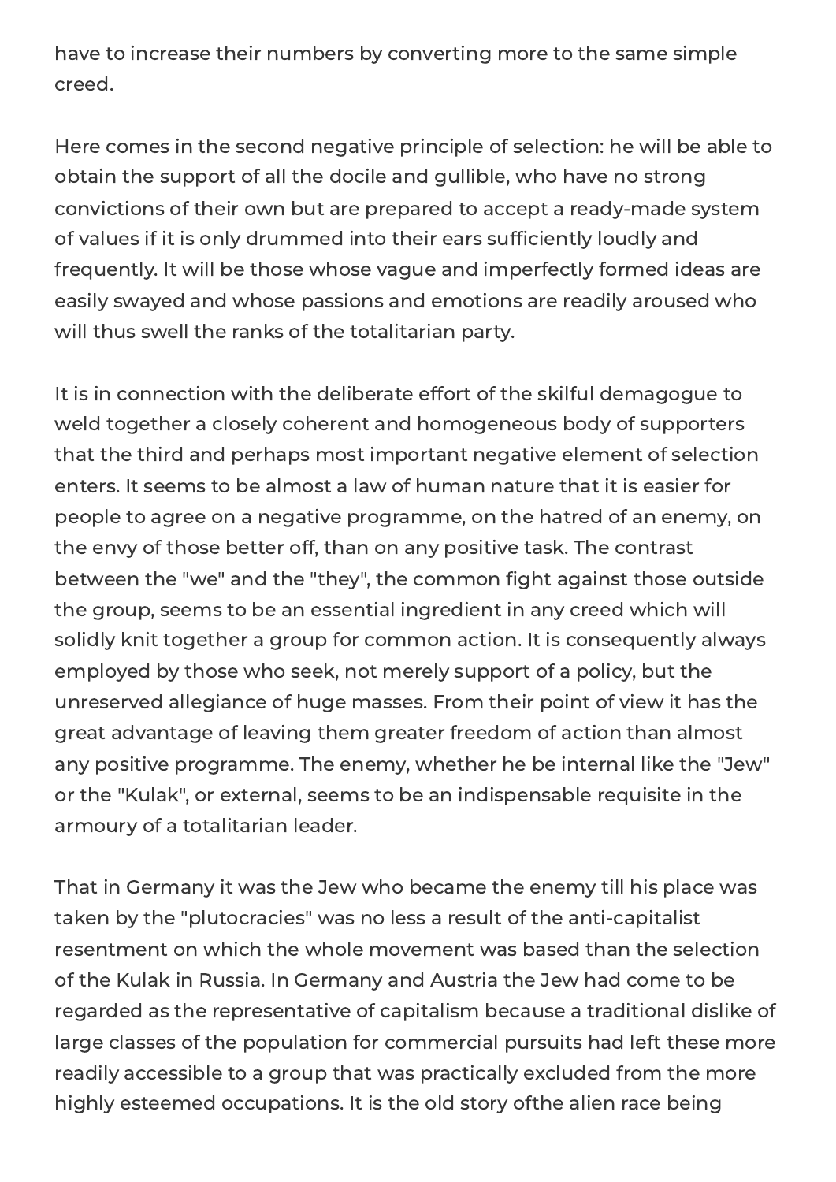have to increase their numbers by converting more to the same simple creed.

Here comes in the second negative principle of selection: he will be able to obtain the support of all the docile and gullible, who have no strong convictions of their own but are prepared to accept a ready-made system of values if it is only drummed into their ears sufficiently loudly and frequently. It will be those whose vague and imperfectly formed ideas are easily swayed and whose passions and emotions are readily aroused who will thus swell the ranks of the totalitarian party.

It is in connection with the deliberate effort of the skilful demagogue to weld together a closely coherent and homogeneous body of supporters that the third and perhaps most important negative element of selection enters. It seems to be almost a law of human nature that it is easier for people to agree on a negative programme, on the hatred of an enemy, on the envy of those better off, than on any positive task. The contrast between the "we" and the "they", the common fight against those outside the group, seems to be an essential ingredient in any creed which will solidly knit together a group for common action. It is consequently always employed by those who seek, not merely support of a policy, but the unreserved allegiance of huge masses. From their point of view it has the great advantage of leaving them greater freedom of action than almost any positive programme. The enemy, whether he be internal like the "Jew" or the "Kulak", or external, seems to be an indispensable requisite in the armoury of a totalitarian leader.

That in Germany it was the Jew who became the enemy till his place was taken by the "plutocracies" was no less a result of the anti-capitalist resentment on which the whole movement was based than the selection of the Kulak in Russia. In Germany and Austria the Jew had come to be regarded as the representative of capitalism because a traditional dislike of large classes of the population for commercial pursuits had left these more readily accessible to a group that was practically excluded from the more highly esteemed occupations. It is the old story ofthe alien race being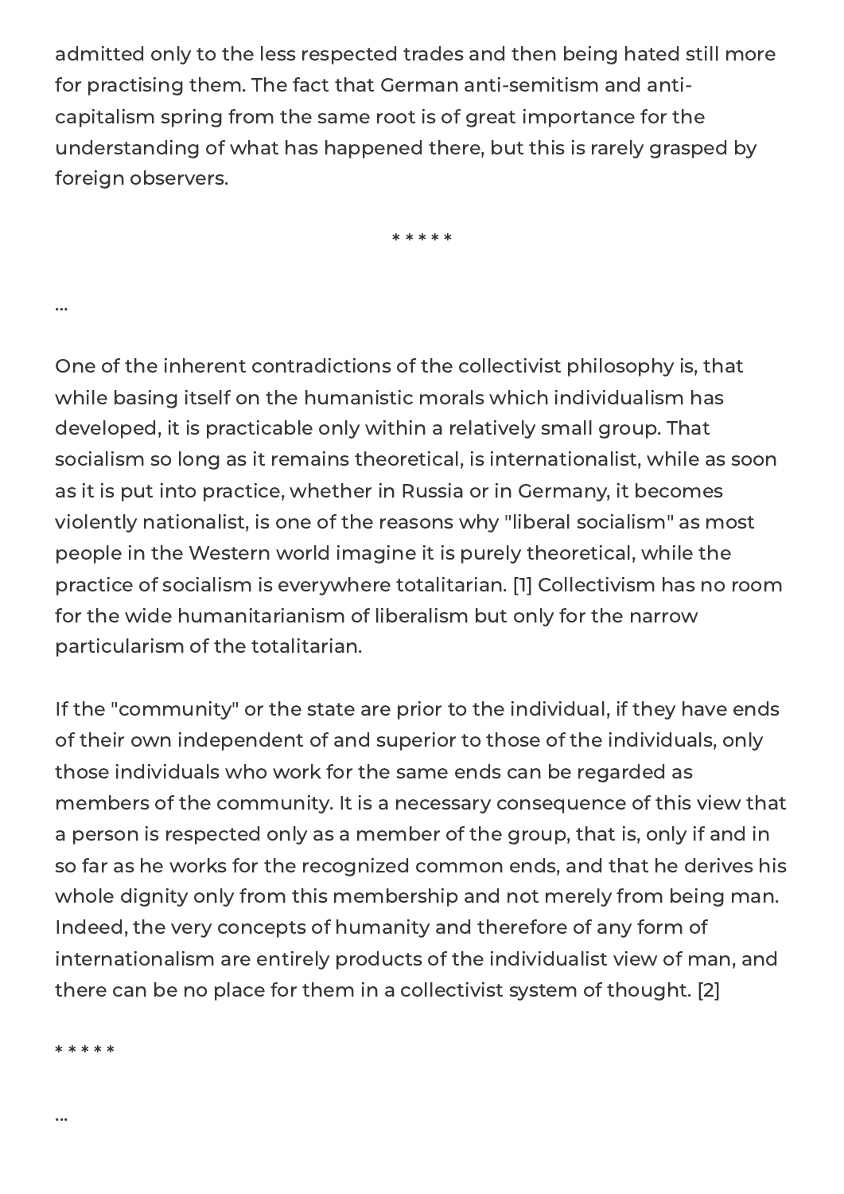admitted only to the less respected trades and then being hated still more for practising them. The fact that German anti-semitism and anti-capitalism spring from the same root is of great importance for the understanding of what has happened there, but this is rarely grasped by foreign observers.

* * * * *

...

One of the inherent contradictions of the collectivist philosophy is, that while basing itself on the humanistic morals which individualism has developed, it is practicable only within a relatively small group. That socialism so long as it remains theoretical, is internationalist, while as soon as it is put into practice, whether in Russia or in Germany, it becomes violently nationalist, is one of the reasons why "liberal socialism" as most people in the Western world imagine it is purely theoretical, while the practice of socialism is everywhere totalitarian. [1] Collectivism has no room for the wide humanitarianism of liberalism but only for the narrow particularism of the totalitarian.

If the "community" or the state are prior to the individual, if they have ends of their own independent of and superior to those of the individuals, only those individuals who work for the same ends can be regarded as members of the community. It is a necessary consequence of this view that a person is respected only as a member of the group, that is, only if and in so far as he works for the recognized common ends, and that he derives his whole dignity only from this membership and not merely from being man. Indeed, the very concepts of humanity and therefore of any form of internationalism are entirely products of the individualist view of man, and there can be no place for them in a collectivist system of thought. [2]

* * * * *

...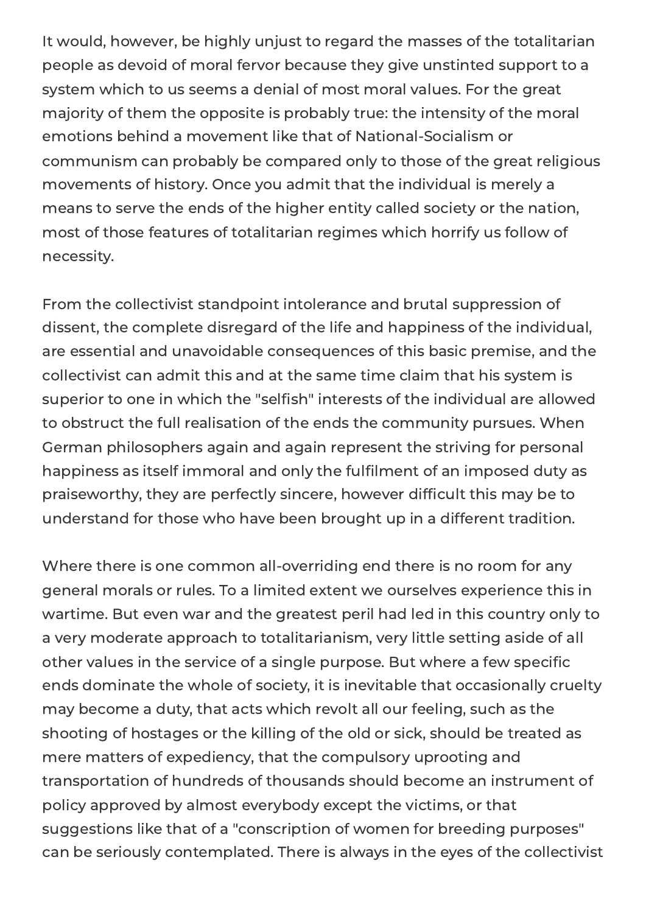It would, however, be highly unjust to regard the masses of the totalitarian people as devoid of moral fervor because they give unstinted support to a system which to us seems a denial of most moral values. For the great majority of them the opposite is probably true: the intensity of the moral emotions behind a movement like that of National-Socialism or communism can probably be compared only to those of the great religious movements of history. Once you admit that the individual is merely a means to serve the ends of the higher entity called society or the nation, most of those features of totalitarian regimes which horrify us follow of necessity.

From the collectivist standpoint intolerance and brutal suppression of dissent, the complete disregard of the life and happiness of the individual, are essential and unavoidable consequences of this basic premise, and the collectivist can admit this and at the same time claim that his system is superior to one in which the "selfish" interests of the individual are allowed to obstruct the full realisation of the ends the community pursues. When German philosophers again and again represent the striving for personal happiness as itself immoral and only the fulfilment of an imposed duty as praiseworthy, they are perfectly sincere, however difficult this may be to understand for those who have been brought up in a different tradition.

Where there is one common all-overriding end there is no room for any general morals or rules. To a limited extent we ourselves experience this in wartime. But even war and the greatest peril had led in this country only to a very moderate approach to totalitarianism, very little setting aside of all other values in the service of a single purpose. But where a few specific ends dominate the whole of society, it is inevitable that occasionally cruelty may become a duty, that acts which revolt all our feeling, such as the shooting of hostages or the killing of the old or sick, should be treated as mere matters of expediency, that the compulsory uprooting and transportation of hundreds of thousands should become an instrument of policy approved by almost everybody except the victims, or that suggestions like that of a "conscription of women for breeding purposes" can be seriously contemplated. There is always in the eyes of the collectivist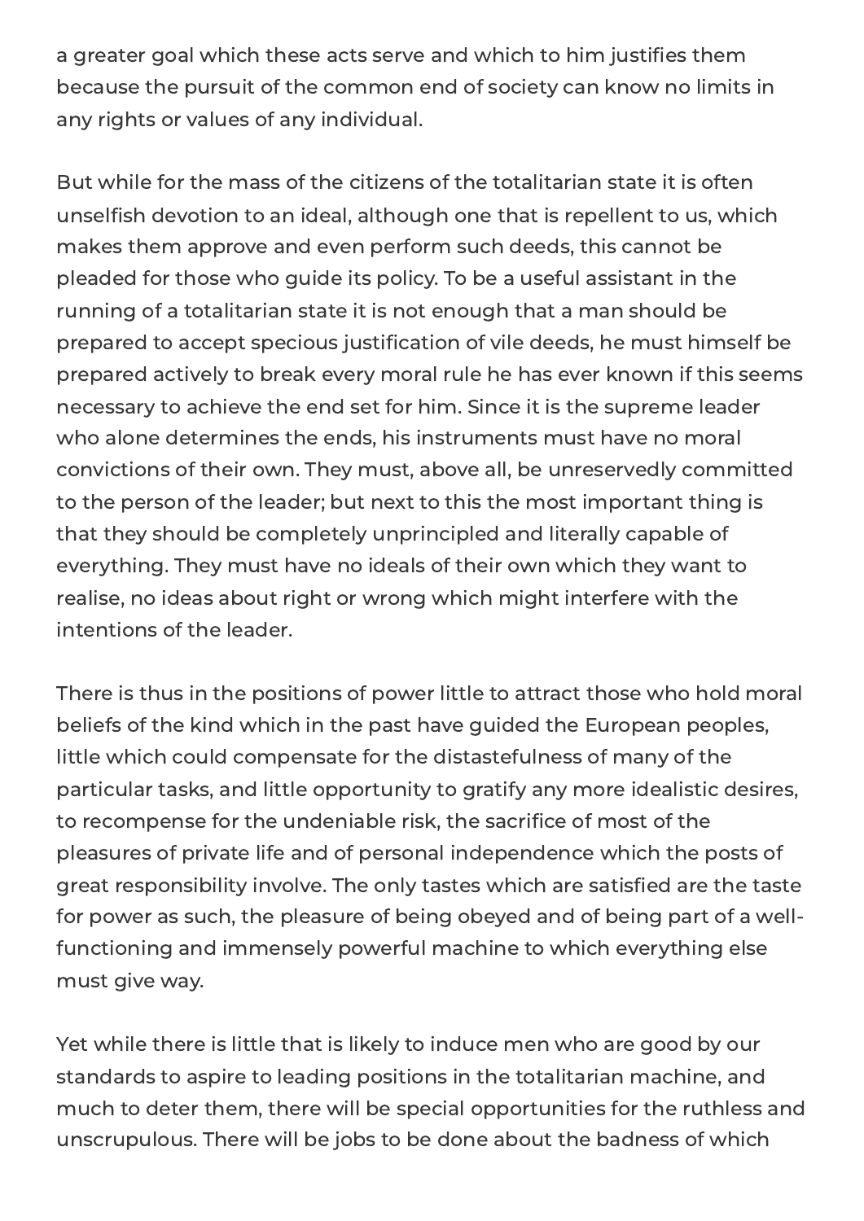a greater goal which these acts serve and which to him justifies them because the pursuit of the common end of society can know no limits in any rights or values of any individual.

But while for the mass of the citizens of the totalitarian state it is often unselfish devotion to an ideal, although one that is repellent to us, which makes them approve and even perform such deeds, this cannot be pleaded for those who guide its policy. To be a useful assistant in the running of a totalitarian state it is not enough that a man should be prepared to accept specious justification of vile deeds, he must himself be prepared actively to break every moral rule he has ever known if this seems necessary to achieve the end set for him. Since it is the supreme leader who alone determines the ends, his instruments must have no moral convictions of their own. They must, above all, be unreservedly committed to the person of the leader; but next to this the most important thing is that they should be completely unprincipled and literally capable of everything. They must have no ideals of their own which they want to realise, no ideas about right or wrong which might interfere with the intentions of the leader.

There is thus in the positions of power little to attract those who hold moral beliefs of the kind which in the past have guided the European peoples, little which could compensate for the distastefulness of many of the particular tasks, and little opportunity to gratify any more idealistic desires, to recompense for the undeniable risk, the sacrifice of most of the pleasures of private life and of personal independence which the posts of great responsibility involve. The only tastes which are satisfied are the taste for power as such, the pleasure of being obeyed and of being part of a well-functioning and immensely powerful machine to which everything else must give way.

Yet while there is little that is likely to induce men who are good by our standards to aspire to leading positions in the totalitarian machine, and much to deter them, there will be special opportunities for the ruthless and unscrupulous. There will be jobs to be done about the badness of which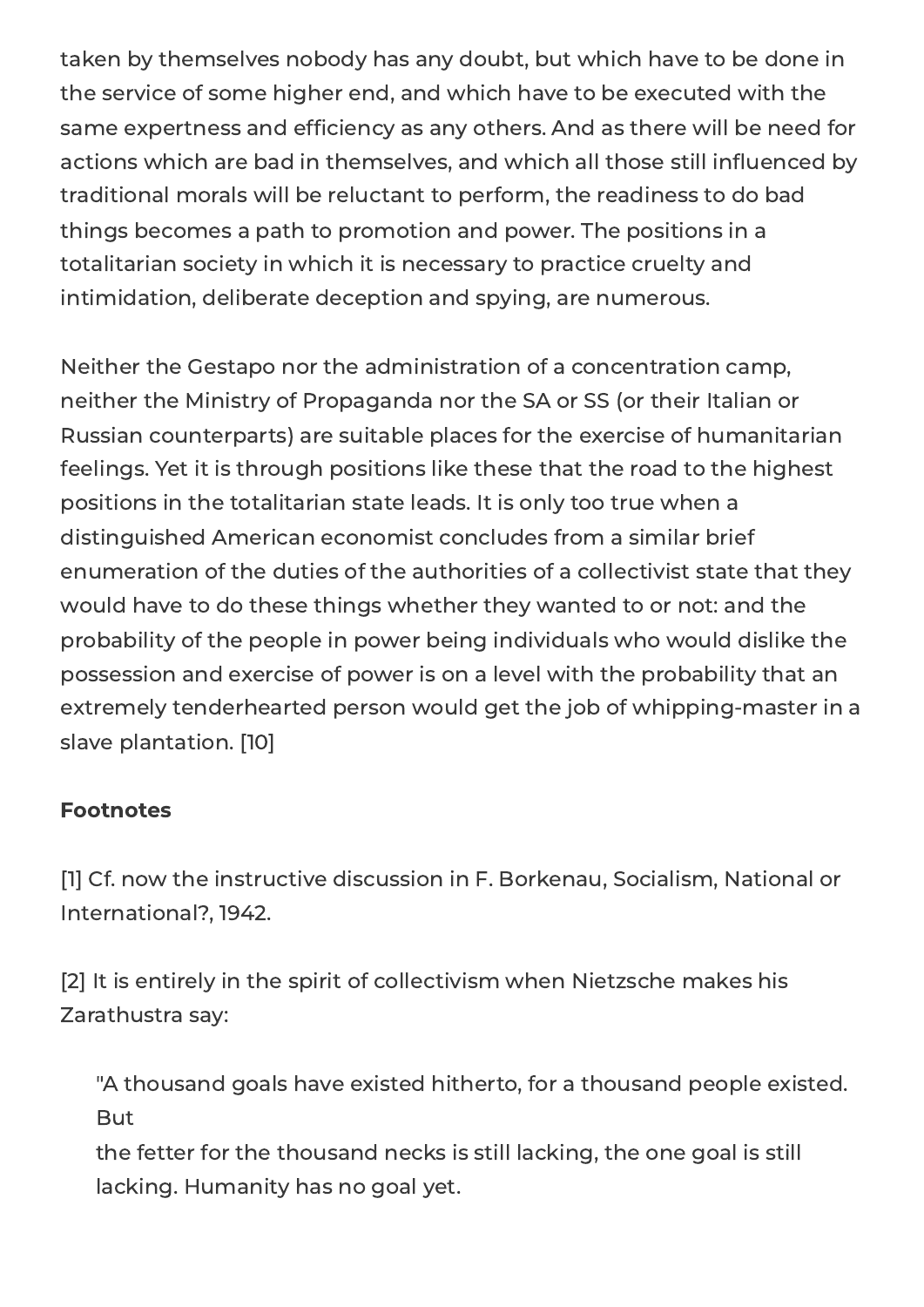taken by themselves nobody has any doubt, but which have to be done in the service of some higher end, and which have to be executed with the same expertness and efficiency as any others. And as there will be need for actions which are bad in themselves, and which all those still influenced by traditional morals will be reluctant to perform, the readiness to do bad things becomes a path to promotion and power. The positions in a totalitarian society in which it is necessary to practice cruelty and intimidation, deliberate deception and spying, are numerous.

Neither the Gestapo nor the administration of a concentration camp, neither the Ministry of Propaganda nor the SA or SS (or their Italian or Russian counterparts) are suitable places for the exercise of humanitarian feelings. Yet it is through positions like these that the road to the highest positions in the totalitarian state leads. It is only too true when a distinguished American economist concludes from a similar brief enumeration of the duties of the authorities of a collectivist state that they would have to do these things whether they wanted to or not: and the probability of the people in power being individuals who would dislike the possession and exercise of power is on a level with the probability that an extremely tenderhearted person would get the job of whipping-master in a slave plantation. [10]

**Footnotes**

[1] Cf. now the instructive discussion in F. Borkenau, Socialism, National or International?, 1942.

[2] It is entirely in the spirit of collectivism when Nietzsche makes his Zarathustra say:

> "A thousand goals have existed hitherto, for a thousand people existed. But
> the fetter for the thousand necks is still lacking, the one goal is still lacking. Humanity has no goal yet.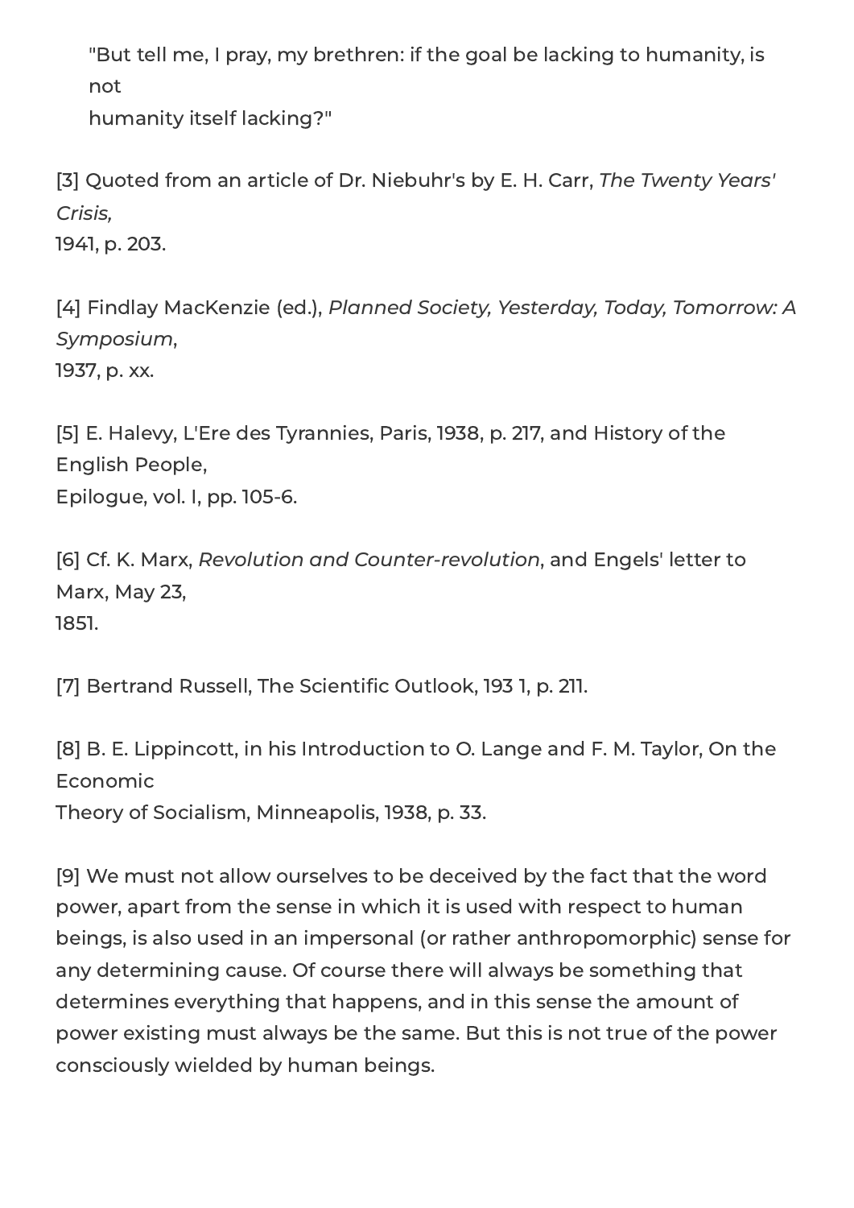> "But tell me, I pray, my brethren: if the goal be lacking to humanity, is not
> humanity itself lacking?"

[3] Quoted from an article of Dr. Niebuhr's by E. H. Carr, *The Twenty Years' Crisis,* 1941, p. 203.

[4] Findlay MacKenzie (ed.), *Planned Society, Yesterday, Today, Tomorrow: A Symposium*, 1937, p. xx.

[5] E. Halevy, L'Ere des Tyrannies, Paris, 1938, p. 217, and History of the English People, Epilogue, vol. I, pp. 105-6.

[6] Cf. K. Marx, *Revolution and Counter-revolution*, and Engels' letter to Marx, May 23, 1851.

[7] Bertrand Russell, The Scientific Outlook, 193 1, p. 211.

[8] B. E. Lippincott, in his Introduction to O. Lange and F. M. Taylor, On the Economic Theory of Socialism, Minneapolis, 1938, p. 33.

[9] We must not allow ourselves to be deceived by the fact that the word power, apart from the sense in which it is used with respect to human beings, is also used in an impersonal (or rather anthropomorphic) sense for any determining cause. Of course there will always be something that determines everything that happens, and in this sense the amount of power existing must always be the same. But this is not true of the power consciously wielded by human beings.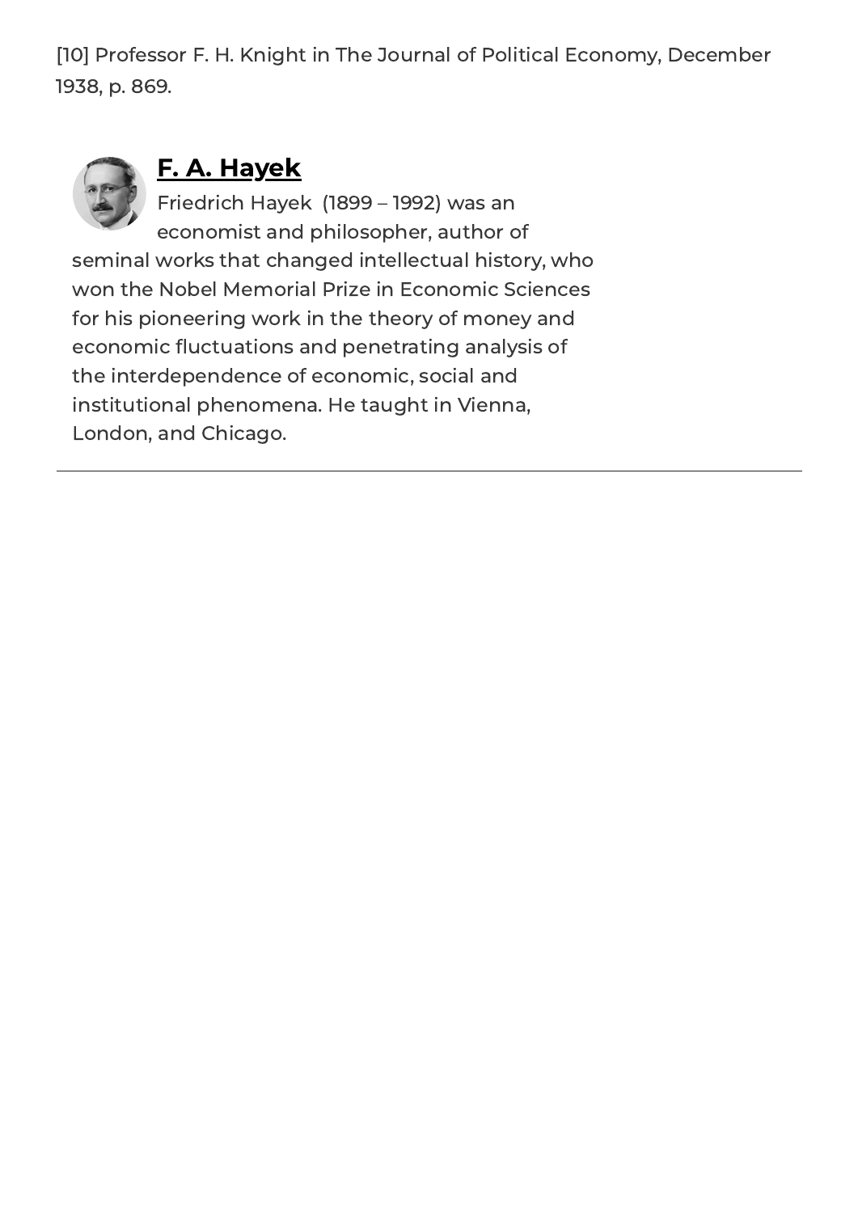[10] Professor F. H. Knight in The Journal of Political Economy, December 1938, p. 869.

**F. A. Hayek**

Friedrich Hayek (1899 – 1992) was an economist and philosopher, author of seminal works that changed intellectual history, who won the Nobel Memorial Prize in Economic Sciences for his pioneering work in the theory of money and economic fluctuations and penetrating analysis of the interdependence of economic, social and institutional phenomena. He taught in Vienna, London, and Chicago.